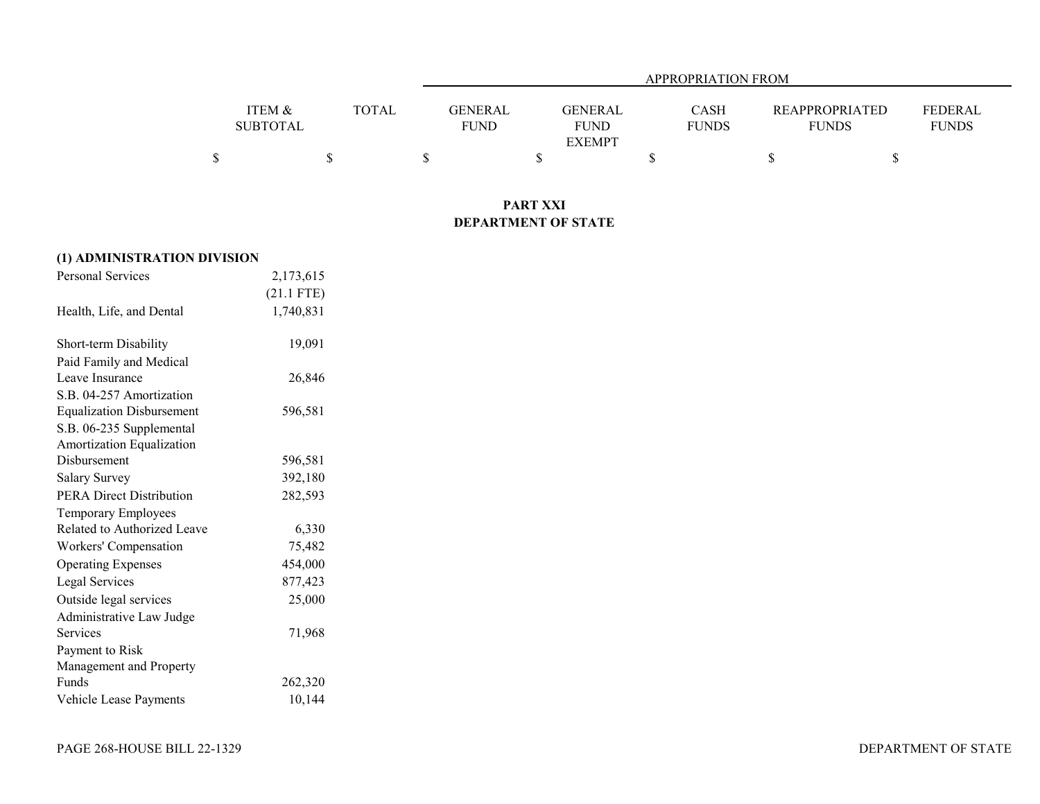| | ITEM & SUBTOTAL | TOTAL | APPROPRIATION FROM | | | | |
|---|---|---|---|---|---|---|---|
| | | | GENERAL FUND | GENERAL FUND EXEMPT | CASH FUNDS | REAPPROPRIATED FUNDS | FEDERAL FUNDS |
| | $ | $ | $ | $ | $ | $ | $ |

## PART XXI
## DEPARTMENT OF STATE

| | ITEM & SUBTOTAL | TOTAL | GENERAL FUND | GENERAL FUND EXEMPT | CASH FUNDS | REAPPROPRIATED FUNDS | FEDERAL FUNDS |
|---|---|---|---|---|---|---|---|
| **(1) ADMINISTRATION DIVISION** | | | | | | | |
| Personal Services | 2,173,615 | | | | | | |
| | (21.1 FTE) | | | | | | |
| Health, Life, and Dental | 1,740,831 | | | | | | |
| Short-term Disability | 19,091 | | | | | | |
| Paid Family and Medical Leave Insurance | 26,846 | | | | | | |
| S.B. 04-257 Amortization Equalization Disbursement | 596,581 | | | | | | |
| S.B. 06-235 Supplemental Amortization Equalization Disbursement | 596,581 | | | | | | |
| Salary Survey | 392,180 | | | | | | |
| PERA Direct Distribution | 282,593 | | | | | | |
| Temporary Employees Related to Authorized Leave | 6,330 | | | | | | |
| Workers' Compensation | 75,482 | | | | | | |
| Operating Expenses | 454,000 | | | | | | |
| Legal Services | 877,423 | | | | | | |
| Outside legal services | 25,000 | | | | | | |
| Administrative Law Judge Services | 71,968 | | | | | | |
| Payment to Risk Management and Property Funds | 262,320 | | | | | | |
| Vehicle Lease Payments | 10,144 | | | | | | |

PAGE 268-HOUSE BILL 22-1329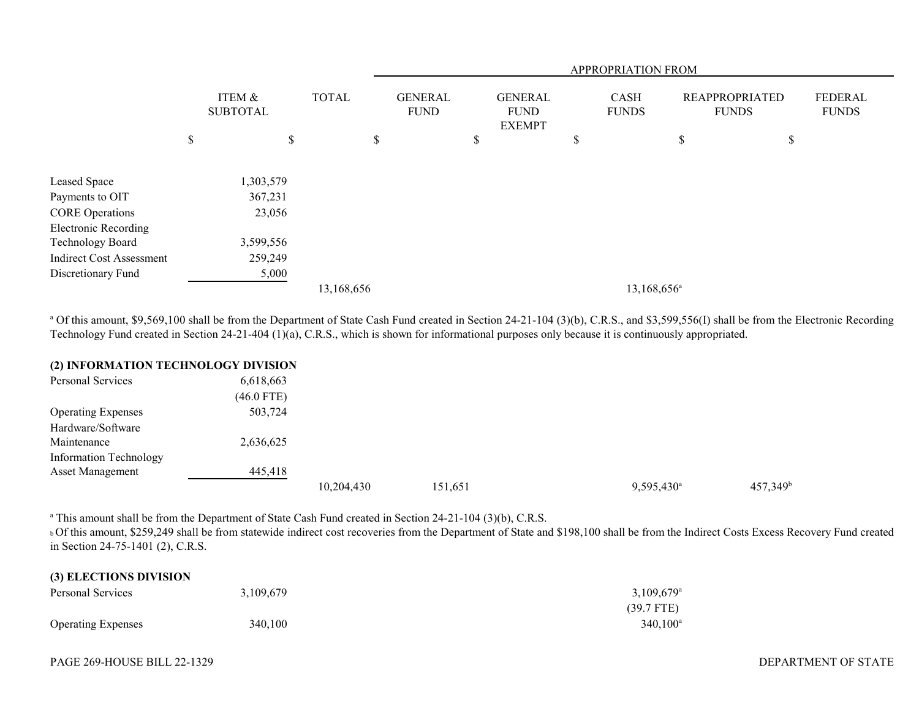| | ITEM & SUBTOTAL | TOTAL | APPROPRIATION FROM GENERAL FUND | GENERAL FUND EXEMPT | CASH FUNDS | REAPPROPRIATED FUNDS | FEDERAL FUNDS |
|---|---|---|---|---|---|---|---|
| | $ | $ | $ | $ | $ | $ | $ |
| Leased Space | 1,303,579 | | | | | | |
| Payments to OIT | 367,231 | | | | | | |
| CORE Operations | 23,056 | | | | | | |
| Electronic Recording Technology Board | 3,599,556 | | | | | | |
| Indirect Cost Assessment | 259,249 | | | | | | |
| Discretionary Fund | 5,000 | | | | | | |
| | | 13,168,656 | | | 13,168,656[a] | | |

[a] Of this amount, $9,569,100 shall be from the Department of State Cash Fund created in Section 24-21-104 (3)(b), C.R.S., and $3,599,556(I) shall be from the Electronic Recording Technology Fund created in Section 24-21-404 (1)(a), C.R.S., which is shown for informational purposes only because it is continuously appropriated.

**(2) INFORMATION TECHNOLOGY DIVISION**

| | ITEM & SUBTOTAL | TOTAL | GENERAL FUND | GENERAL FUND EXEMPT | CASH FUNDS | REAPPROPRIATED FUNDS | FEDERAL FUNDS |
|---|---|---|---|---|---|---|---|
| Personal Services | 6,618,663 (46.0 FTE) | | | | | | |
| Operating Expenses | 503,724 | | | | | | |
| Hardware/Software Maintenance | 2,636,625 | | | | | | |
| Information Technology Asset Management | 445,418 | | | | | | |
| | | 10,204,430 | 151,651 | | 9,595,430[a] | 457,349[b] | |

[a] This amount shall be from the Department of State Cash Fund created in Section 24-21-104 (3)(b), C.R.S.

[b] Of this amount, $259,249 shall be from statewide indirect cost recoveries from the Department of State and $198,100 shall be from the Indirect Costs Excess Recovery Fund created in Section 24-75-1401 (2), C.R.S.

**(3) ELECTIONS DIVISION**

| | ITEM & SUBTOTAL | TOTAL | GENERAL FUND | GENERAL FUND EXEMPT | CASH FUNDS | REAPPROPRIATED FUNDS | FEDERAL FUNDS |
|---|---|---|---|---|---|---|---|
| Personal Services | 3,109,679 | | | | 3,109,679[a] (39.7 FTE) | | |
| Operating Expenses | 340,100 | | | | 340,100[a] | | |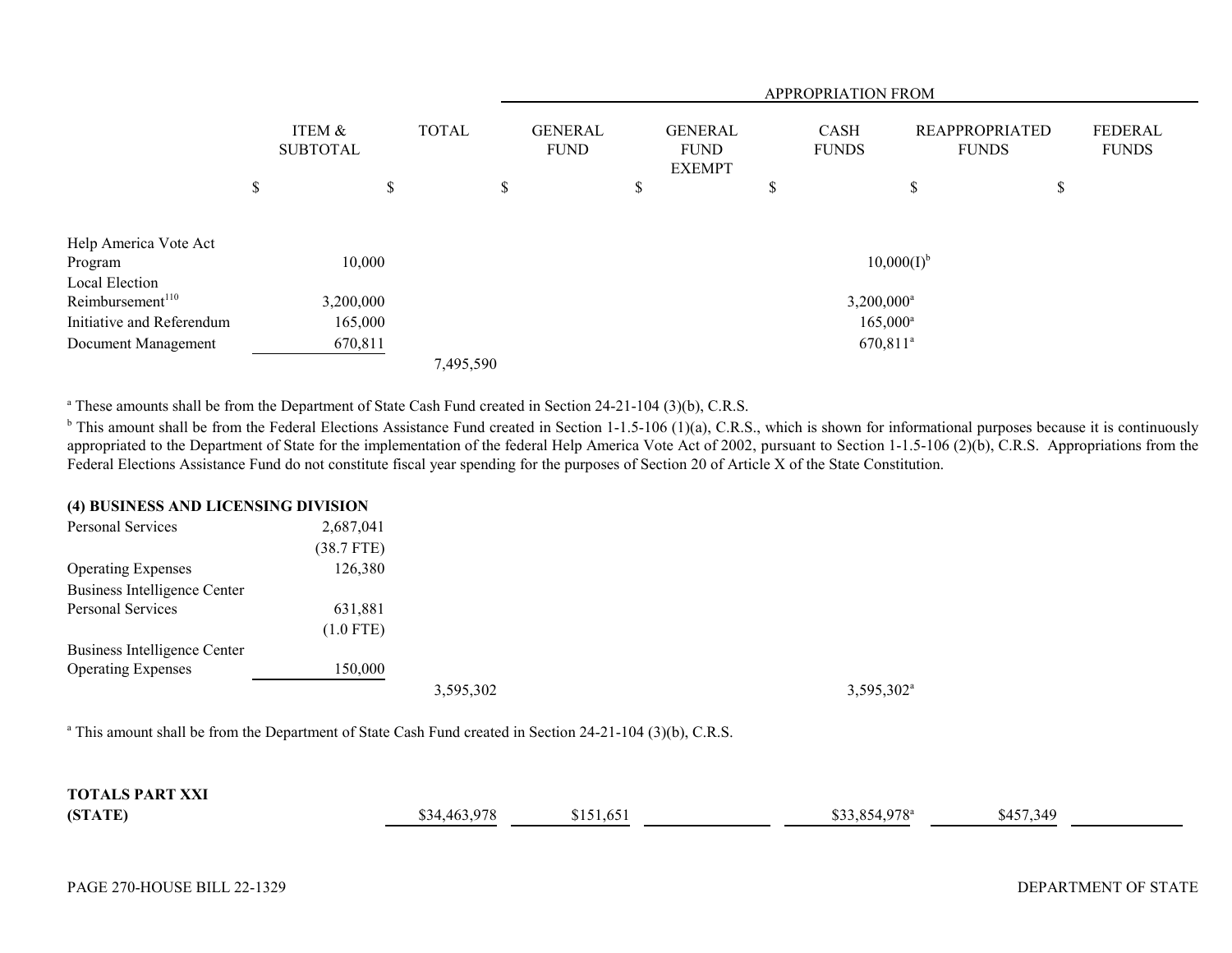| | ITEM & SUBTOTAL | TOTAL | APPROPRIATION FROM | | | | |
|---|---|---|---|---|---|---|---|
| | | | GENERAL FUND | GENERAL FUND EXEMPT | CASH FUNDS | REAPPROPRIATED FUNDS | FEDERAL FUNDS |
| | $ | $ | $ | $ | $ | $ | $ |
| Help America Vote Act Program | 10,000 | | | | 10,000(I)[b] | | |
| Local Election Reimbursement[110] | 3,200,000 | | | | 3,200,000[a] | | |
| Initiative and Referendum | 165,000 | | | | 165,000[a] | | |
| Document Management | 670,811 | | | | 670,811[a] | | |
| | | 7,495,590 | | | | | |

[a] These amounts shall be from the Department of State Cash Fund created in Section 24-21-104 (3)(b), C.R.S.

[b] This amount shall be from the Federal Elections Assistance Fund created in Section 1-1.5-106 (1)(a), C.R.S., which is shown for informational purposes because it is continuously appropriated to the Department of State for the implementation of the federal Help America Vote Act of 2002, pursuant to Section 1-1.5-106 (2)(b), C.R.S. Appropriations from the Federal Elections Assistance Fund do not constitute fiscal year spending for the purposes of Section 20 of Article X of the State Constitution.

**(4) BUSINESS AND LICENSING DIVISION**

| | ITEM & SUBTOTAL | TOTAL | GENERAL FUND | GENERAL FUND EXEMPT | CASH FUNDS | REAPPROPRIATED FUNDS | FEDERAL FUNDS |
|---|---|---|---|---|---|---|---|
| Personal Services | 2,687,041 | | | | | | |
| | (38.7 FTE) | | | | | | |
| Operating Expenses | 126,380 | | | | | | |
| Business Intelligence Center Personal Services | 631,881 | | | | | | |
| | (1.0 FTE) | | | | | | |
| Business Intelligence Center Operating Expenses | 150,000 | | | | | | |
| | | 3,595,302 | | | 3,595,302[a] | | |

[a] This amount shall be from the Department of State Cash Fund created in Section 24-21-104 (3)(b), C.R.S.

| | ITEM & SUBTOTAL | TOTAL | GENERAL FUND | GENERAL FUND EXEMPT | CASH FUNDS | REAPPROPRIATED FUNDS | FEDERAL FUNDS |
|---|---|---|---|---|---|---|---|
| **TOTALS PART XXI (STATE)** | | $34,463,978 | $151,651 | | $33,854,978[a] | $457,349 | |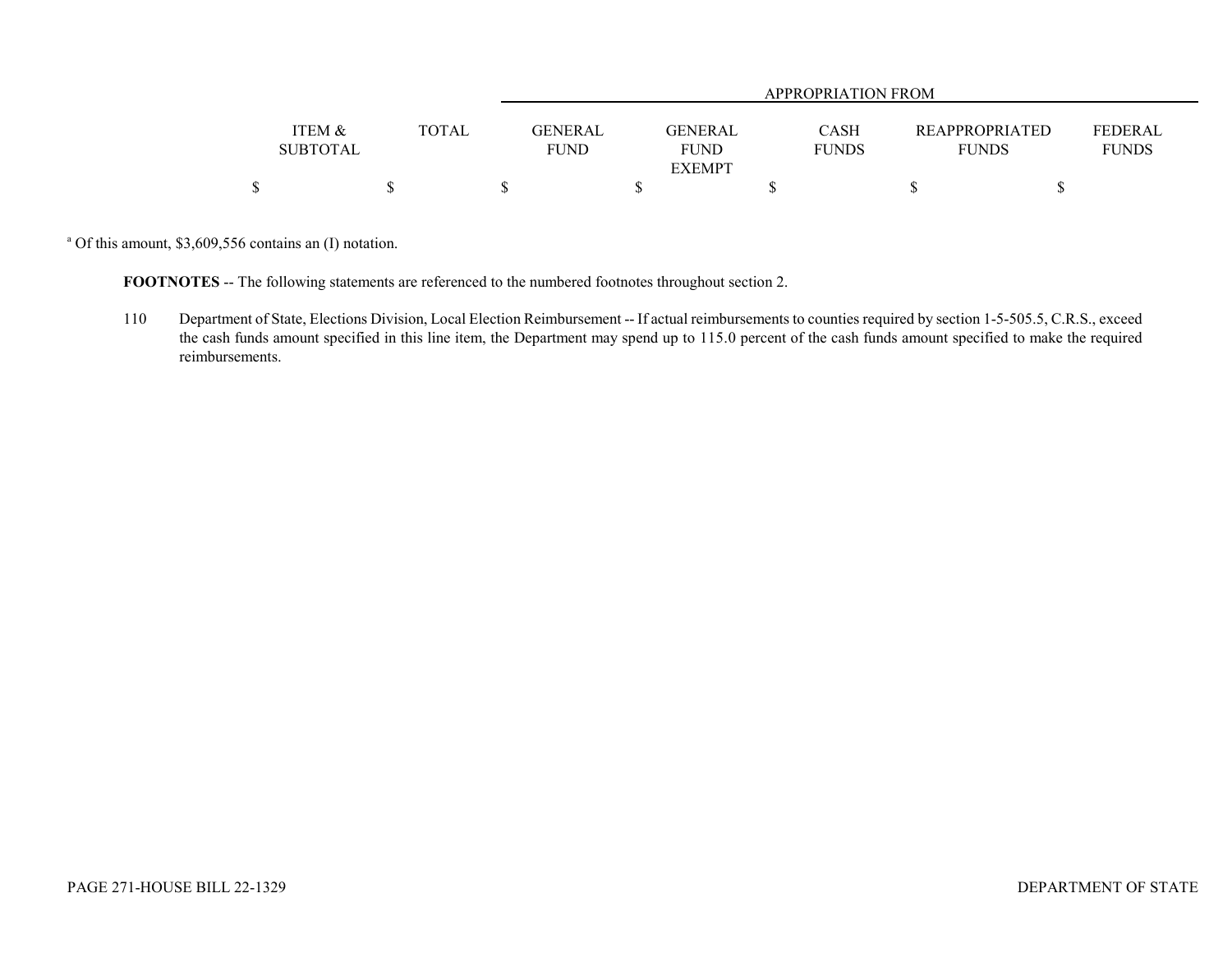| | | | APPROPRIATION FROM | | | | |
|---|---|---|---|---|---|---|---|
| | ITEM & SUBTOTAL | TOTAL | GENERAL FUND | GENERAL FUND EXEMPT | CASH FUNDS | REAPPROPRIATED FUNDS | FEDERAL FUNDS |
| | $ | $ | $ | $ | $ | $ | $ |

[a] Of this amount, $3,609,556 contains an (I) notation.

**FOOTNOTES** -- The following statements are referenced to the numbered footnotes throughout section 2.

110 Department of State, Elections Division, Local Election Reimbursement -- If actual reimbursements to counties required by section 1-5-505.5, C.R.S., exceed the cash funds amount specified in this line item, the Department may spend up to 115.0 percent of the cash funds amount specified to make the required reimbursements.